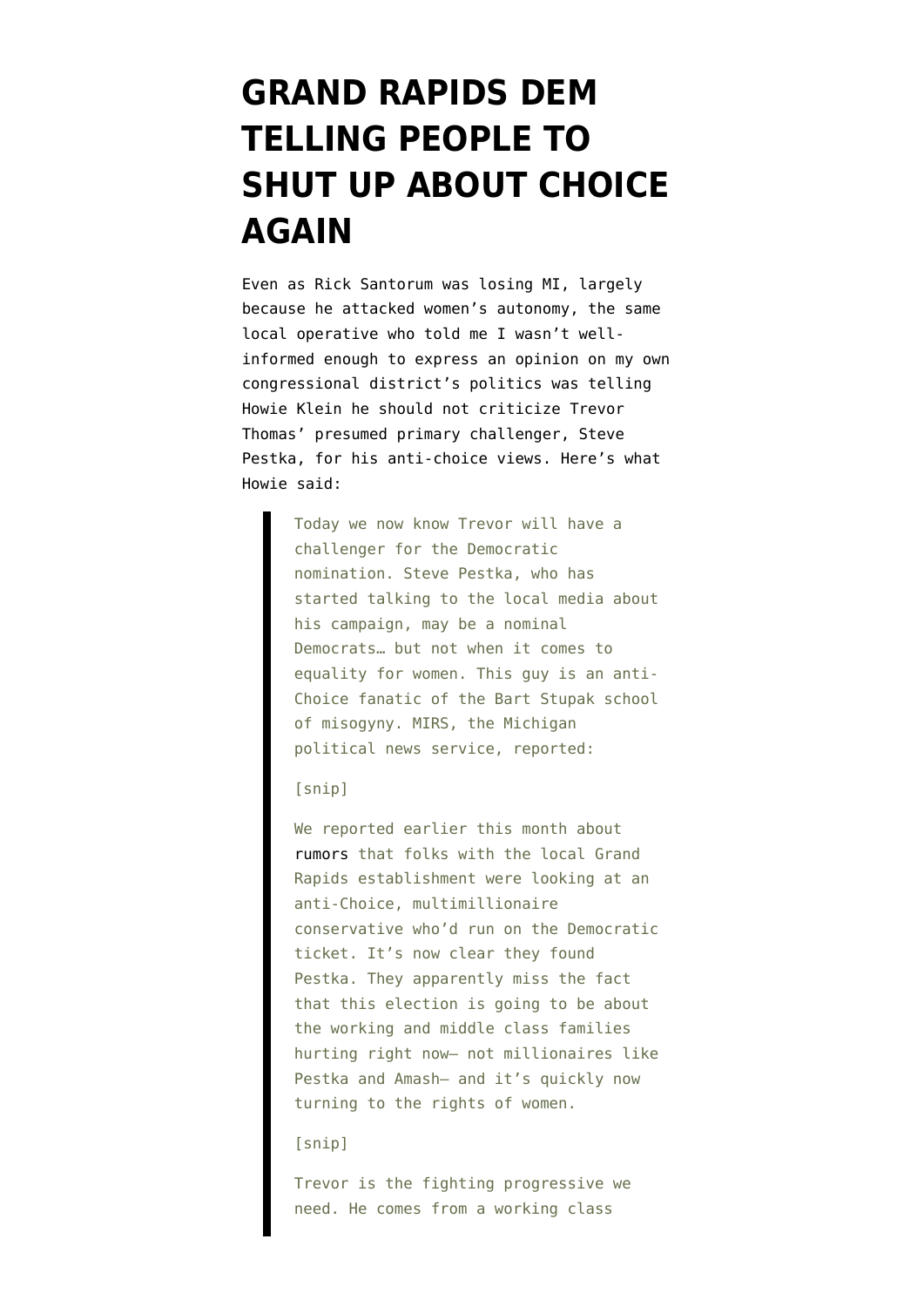# GRAND RAPIDS DEM TELLING PEOPLE TO SHUT UP ABOUT CHOICE AGAIN

Even as Rick Santorum was losing MI, largely because he attacked women's autonomy, the same local operative who told me I wasn't well-informed enough to express an opinion on my own congressional district's politics was telling Howie Klein he should not criticize Trevor Thomas' presumed primary challenger, Steve Pestka, for his anti-choice views. Here's what Howie said:

> Today we now know Trevor will have a challenger for the Democratic nomination. Steve Pestka, who has started talking to the local media about his campaign, may be a nominal Democrats… but not when it comes to equality for women. This guy is an anti-Choice fanatic of the Bart Stupak school of misogyny. MIRS, the Michigan political news service, reported:
>
> [snip]
>
> We reported earlier this month about rumors that folks with the local Grand Rapids establishment were looking at an anti-Choice, multimillionaire conservative who'd run on the Democratic ticket. It's now clear they found Pestka. They apparently miss the fact that this election is going to be about the working and middle class families hurting right now– not millionaires like Pestka and Amash– and it's quickly now turning to the rights of women.
>
> [snip]
>
> Trevor is the fighting progressive we need. He comes from a working class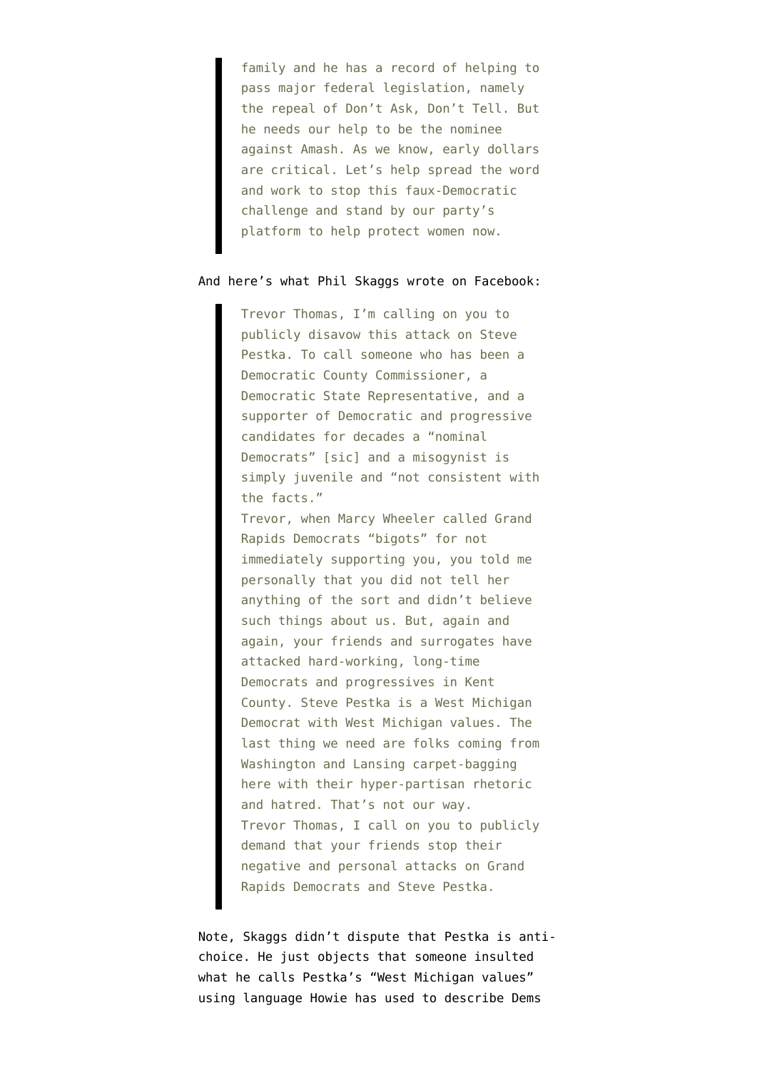> family and he has a record of helping to pass major federal legislation, namely the repeal of Don't Ask, Don't Tell. But he needs our help to be the nominee against Amash. As we know, early dollars are critical. Let's help spread the word and work to stop this faux-Democratic challenge and stand by our party's platform to help protect women now.

And here's what Phil Skaggs wrote on Facebook:

> Trevor Thomas, I'm calling on you to publicly disavow this attack on Steve Pestka. To call someone who has been a Democratic County Commissioner, a Democratic State Representative, and a supporter of Democratic and progressive candidates for decades a "nominal Democrats" [sic] and a misogynist is simply juvenile and "not consistent with the facts."
> Trevor, when Marcy Wheeler called Grand Rapids Democrats "bigots" for not immediately supporting you, you told me personally that you did not tell her anything of the sort and didn't believe such things about us. But, again and again, your friends and surrogates have attacked hard-working, long-time Democrats and progressives in Kent County. Steve Pestka is a West Michigan Democrat with West Michigan values. The last thing we need are folks coming from Washington and Lansing carpet-bagging here with their hyper-partisan rhetoric and hatred. That's not our way.
> Trevor Thomas, I call on you to publicly demand that your friends stop their negative and personal attacks on Grand Rapids Democrats and Steve Pestka.

Note, Skaggs didn't dispute that Pestka is anti-choice. He just objects that someone insulted what he calls Pestka's "West Michigan values" using language Howie has used to describe Dems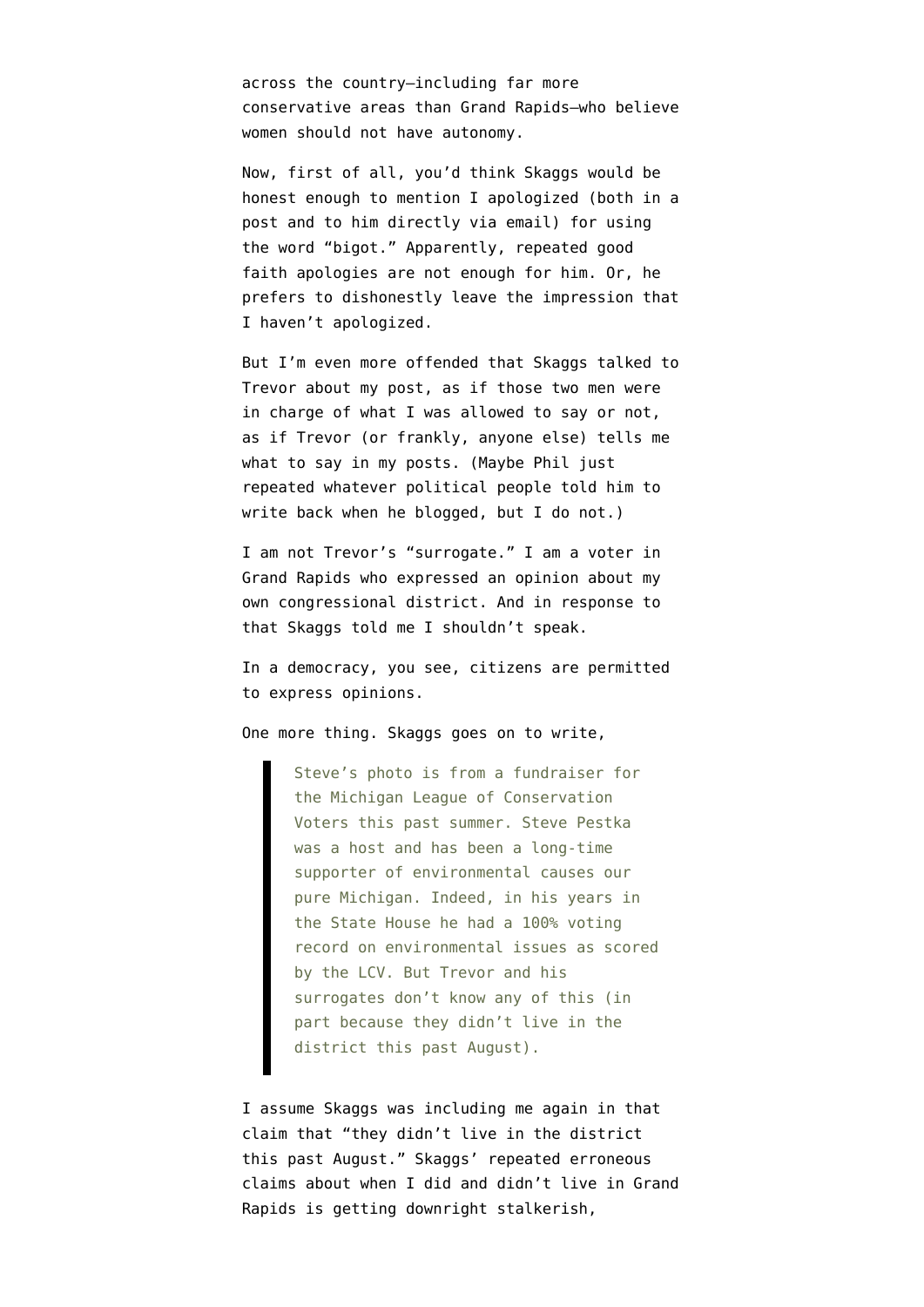across the country—including far more conservative areas than Grand Rapids—who believe women should not have autonomy.

Now, first of all, you'd think Skaggs would be honest enough to mention I apologized (both in a post and to him directly via email) for using the word "bigot." Apparently, repeated good faith apologies are not enough for him. Or, he prefers to dishonestly leave the impression that I haven't apologized.

But I'm even more offended that Skaggs talked to Trevor about my post, as if those two men were in charge of what I was allowed to say or not, as if Trevor (or frankly, anyone else) tells me what to say in my posts. (Maybe Phil just repeated whatever political people told him to write back when he blogged, but I do not.)

I am not Trevor's "surrogate." I am a voter in Grand Rapids who expressed an opinion about my own congressional district. And in response to that Skaggs told me I shouldn't speak.

In a democracy, you see, citizens are permitted to express opinions.

One more thing. Skaggs goes on to write,

> Steve's photo is from a fundraiser for the Michigan League of Conservation Voters this past summer. Steve Pestka was a host and has been a long-time supporter of environmental causes our pure Michigan. Indeed, in his years in the State House he had a 100% voting record on environmental issues as scored by the LCV. But Trevor and his surrogates don't know any of this (in part because they didn't live in the district this past August).

I assume Skaggs was including me again in that claim that "they didn't live in the district this past August." Skaggs' repeated erroneous claims about when I did and didn't live in Grand Rapids is getting downright stalkerish,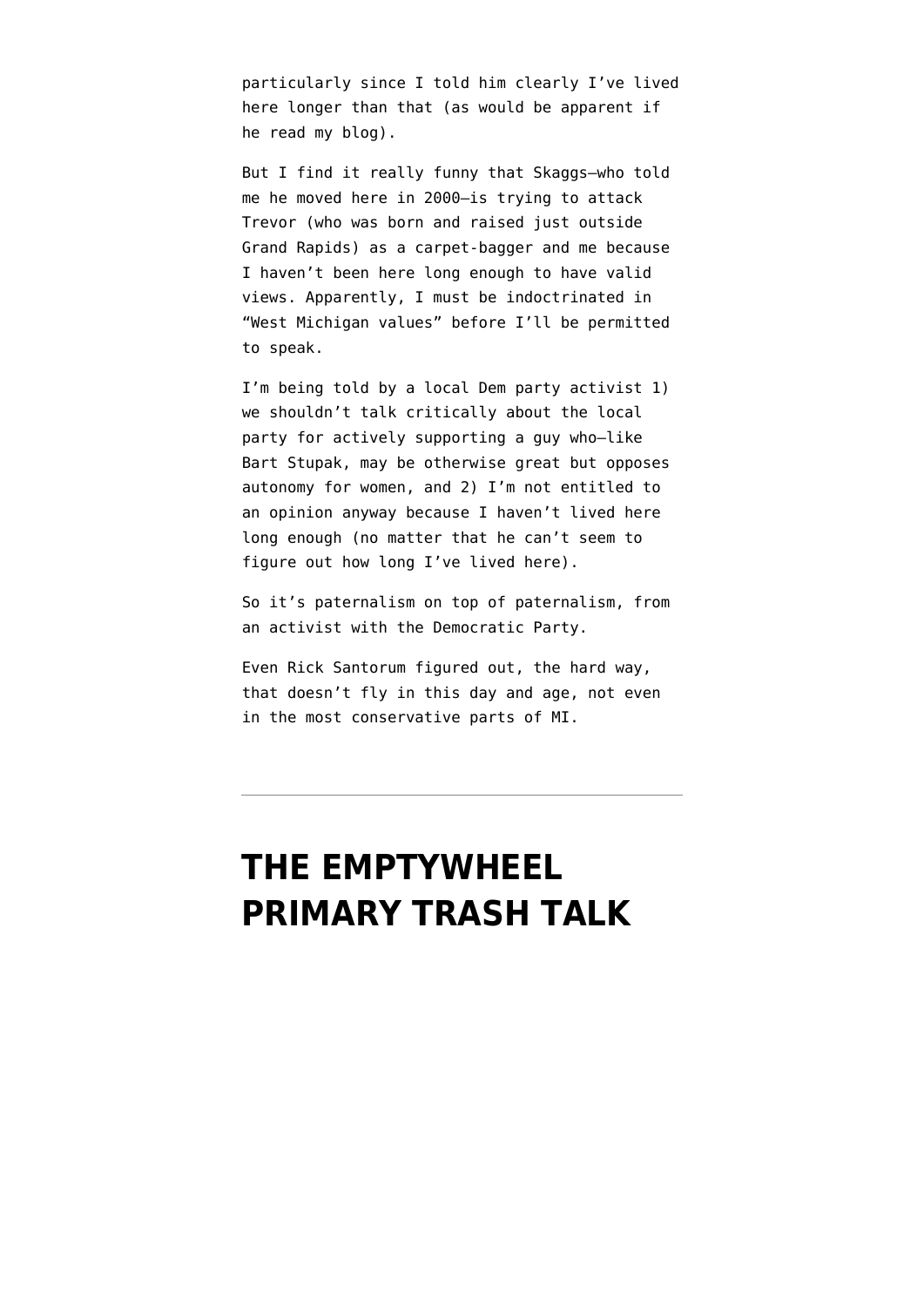particularly since I told him clearly I've lived here longer than that (as would be apparent if he read my blog).

But I find it really funny that Skaggs—who told me he moved here in 2000—is trying to attack Trevor (who was born and raised just outside Grand Rapids) as a carpet-bagger and me because I haven't been here long enough to have valid views. Apparently, I must be indoctrinated in "West Michigan values" before I'll be permitted to speak.

I'm being told by a local Dem party activist 1) we shouldn't talk critically about the local party for actively supporting a guy who—like Bart Stupak, may be otherwise great but opposes autonomy for women, and 2) I'm not entitled to an opinion anyway because I haven't lived here long enough (no matter that he can't seem to figure out how long I've lived here).

So it's paternalism on top of paternalism, from an activist with the Democratic Party.

Even Rick Santorum figured out, the hard way, that doesn't fly in this day and age, not even in the most conservative parts of MI.

---

# THE EMPTYWHEEL PRIMARY TRASH TALK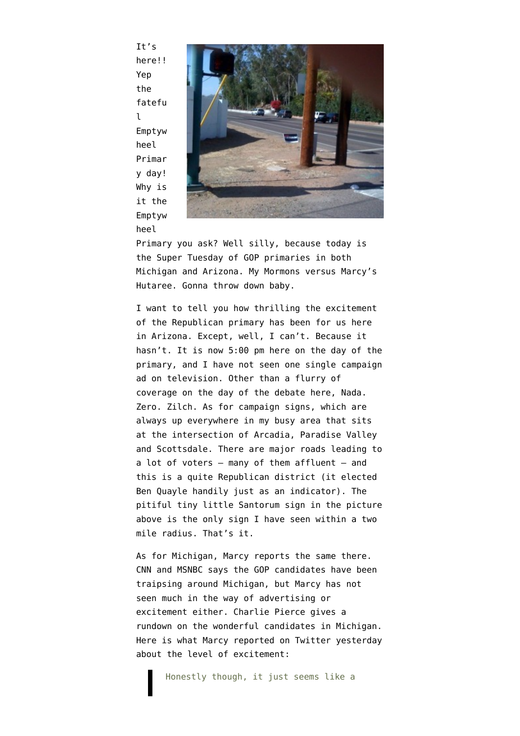It's here!! Yep the fateful Emptywheel Primary day! Why is it the Emptywheel Primary you ask? Well silly, because today is the Super Tuesday of GOP primaries in both Michigan and Arizona. My Mormons versus Marcy's Hutaree. Gonna throw down baby.

I want to tell you how thrilling the excitement of the Republican primary has been for us here in Arizona. Except, well, I can't. Because it hasn't. It is now 5:00 pm here on the day of the primary, and I have not seen one single campaign ad on television. Other than a flurry of coverage on the day of the debate here, Nada. Zero. Zilch. As for campaign signs, which are always up everywhere in my busy area that sits at the intersection of Arcadia, Paradise Valley and Scottsdale. There are major roads leading to a lot of voters – many of them affluent – and this is a quite Republican district (it elected Ben Quayle handily just as an indicator). The pitiful tiny little Santorum sign in the picture above is the only sign I have seen within a two mile radius. That's it.

As for Michigan, Marcy reports the same there. CNN and MSNBC says the GOP candidates have been traipsing around Michigan, but Marcy has not seen much in the way of advertising or excitement either. Charlie Pierce gives a rundown on the wonderful candidates in Michigan. Here is what Marcy reported on Twitter yesterday about the level of excitement:

> Honestly though, it just seems like a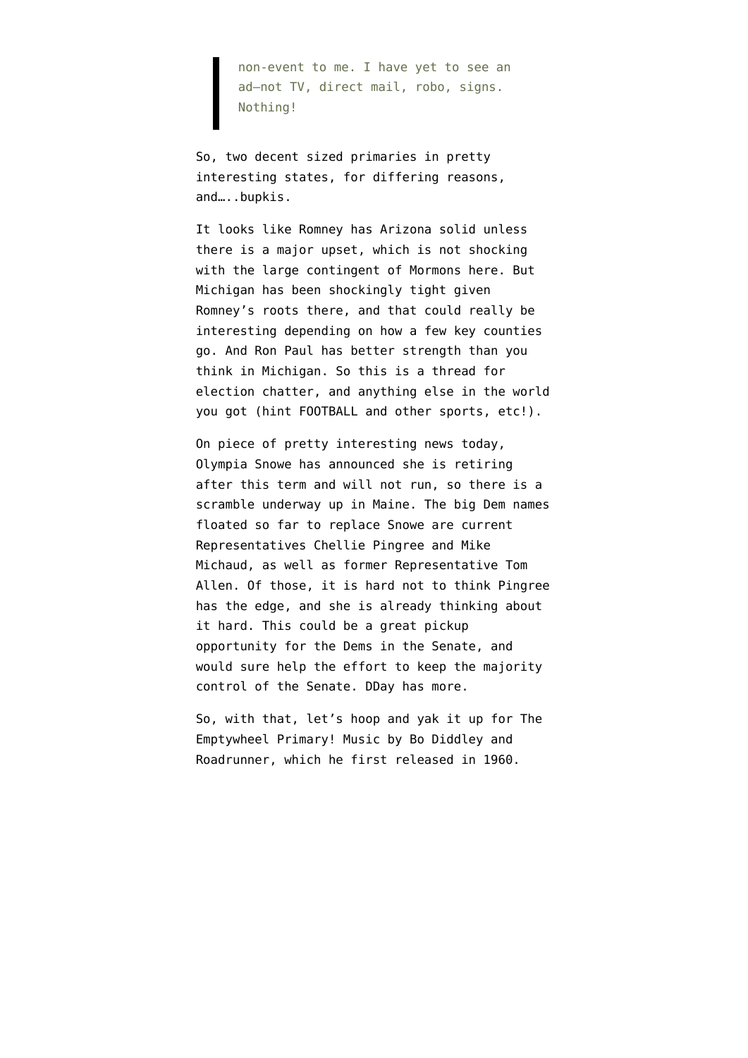> non-event to me. I have yet to see an ad—not TV, direct mail, robo, signs. Nothing!

So, two decent sized primaries in pretty interesting states, for differing reasons, and…..bupkis.

It looks like Romney has Arizona solid unless there is a major upset, which is not shocking with the large contingent of Mormons here. But Michigan has been shockingly tight given Romney's roots there, and that could really be interesting depending on how a few key counties go. And Ron Paul has better strength than you think in Michigan. So this is a thread for election chatter, and anything else in the world you got (hint FOOTBALL and other sports, etc!).

On piece of pretty interesting news today, Olympia Snowe has announced she is retiring after this term and will not run, so there is a scramble underway up in Maine. The big Dem names floated so far to replace Snowe are current Representatives Chellie Pingree and Mike Michaud, as well as former Representative Tom Allen. Of those, it is hard not to think Pingree has the edge, and she is already thinking about it hard. This could be a great pickup opportunity for the Dems in the Senate, and would sure help the effort to keep the majority control of the Senate. DDay has more.

So, with that, let's hoop and yak it up for The Emptywheel Primary! Music by Bo Diddley and Roadrunner, which he first released in 1960.